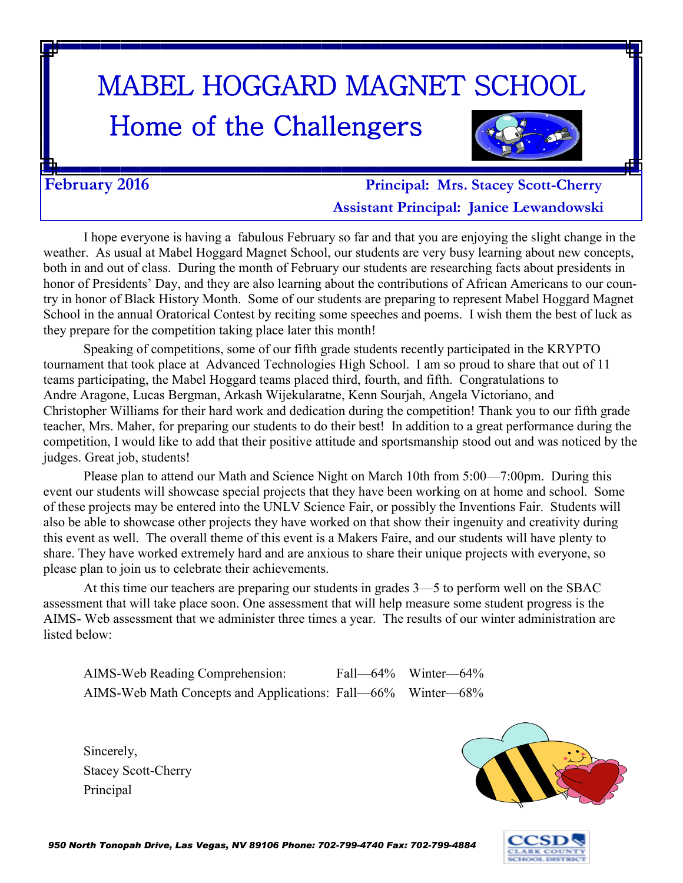# MABEL HOGGARD MAGNET SCHOOL

## Home of the Challengers

**February 2016**

**Principal: Mrs. Stacey Scott-Cherry**

**Assistant Principal: Janice Lewandowski**

I hope everyone is having a fabulous February so far and that you are enjoying the slight change in the weather. As usual at Mabel Hoggard Magnet School, our students are very busy learning about new concepts, both in and out of class. During the month of February our students are researching facts about presidents in honor of Presidents' Day, and they are also learning about the contributions of African Americans to our country in honor of Black History Month. Some of our students are preparing to represent Mabel Hoggard Magnet School in the annual Oratorical Contest by reciting some speeches and poems. I wish them the best of luck as they prepare for the competition taking place later this month!

Speaking of competitions, some of our fifth grade students recently participated in the KRYPTO tournament that took place at Advanced Technologies High School. I am so proud to share that out of 11 teams participating, the Mabel Hoggard teams placed third, fourth, and fifth. Congratulations to Andre Aragone, Lucas Bergman, Arkash Wijekularatne, Kenn Sourjah, Angela Victoriano, and Christopher Williams for their hard work and dedication during the competition! Thank you to our fifth grade teacher, Mrs. Maher, for preparing our students to do their best! In addition to a great performance during the competition, I would like to add that their positive attitude and sportsmanship stood out and was noticed by the judges. Great job, students!

Please plan to attend our Math and Science Night on March 10th from 5:00—7:00pm. During this event our students will showcase special projects that they have been working on at home and school. Some of these projects may be entered into the UNLV Science Fair, or possibly the Inventions Fair. Students will also be able to showcase other projects they have worked on that show their ingenuity and creativity during this event as well. The overall theme of this event is a Makers Faire, and our students will have plenty to share. They have worked extremely hard and are anxious to share their unique projects with everyone, so please plan to join us to celebrate their achievements.

At this time our teachers are preparing our students in grades 3—5 to perform well on the SBAC assessment that will take place soon. One assessment that will help measure some student progress is the AIMS- Web assessment that we administer three times a year. The results of our winter administration are listed below:

| | | |
|---|---|---|
| AIMS-Web Reading Comprehension: | Fall—64% | Winter—64% |
| AIMS-Web Math Concepts and Applications: | Fall—66% | Winter—68% |

Sincerely,
Stacey Scott-Cherry
Principal

*950 North Tonopah Drive, Las Vegas, NV 89106 Phone: 702-799-4740 Fax: 702-799-4884*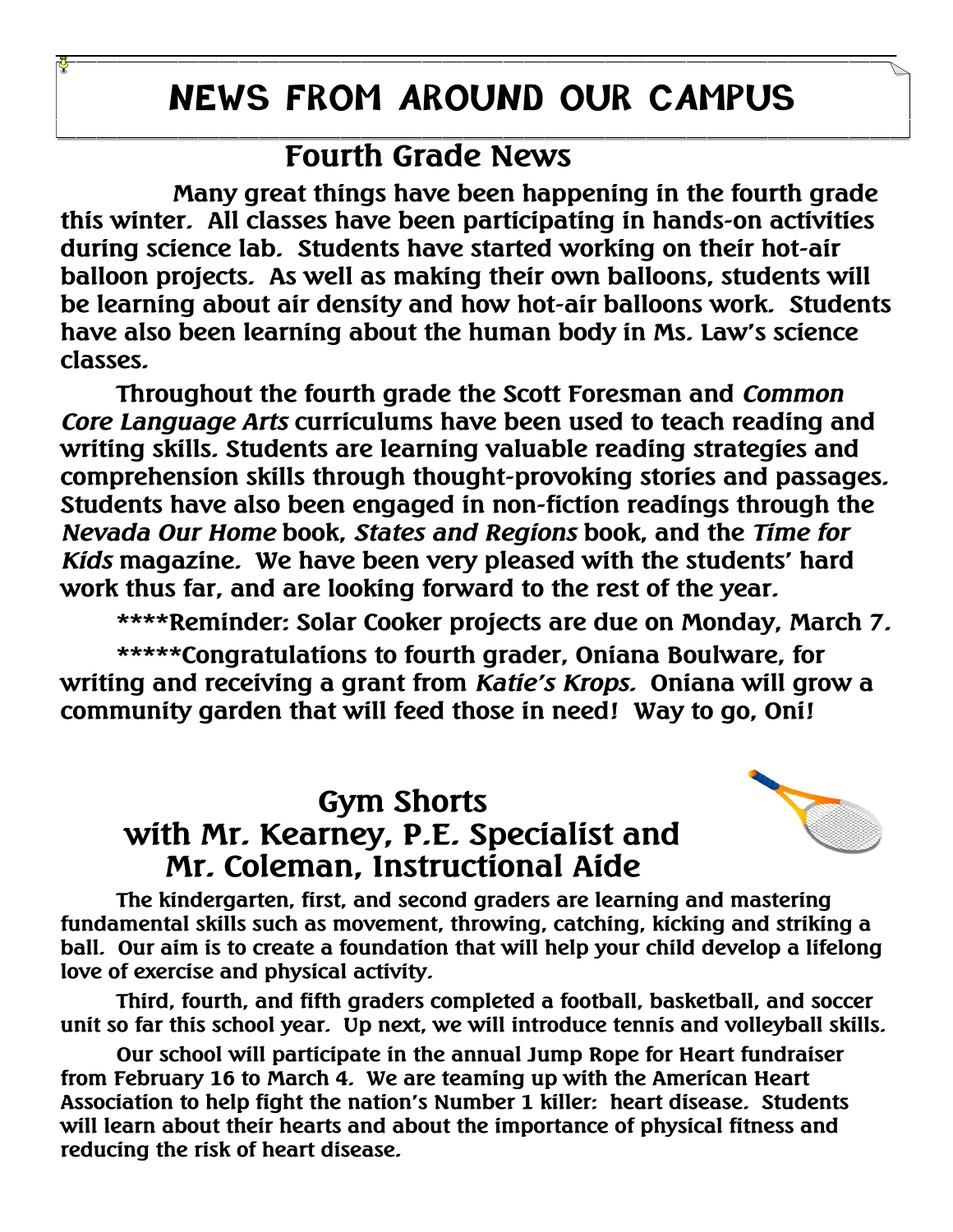# NEWS FROM AROUND OUR CAMPUS

## Fourth Grade News

**Many great things have been happening in the fourth grade this winter. All classes have been participating in hands-on activities during science lab. Students have started working on their hot-air balloon projects. As well as making their own balloons, students will be learning about air density and how hot-air balloons work. Students have also been learning about the human body in Ms. Law's science classes.**

**Throughout the fourth grade the Scott Foresman and *Common Core Language Arts* curriculums have been used to teach reading and writing skills. Students are learning valuable reading strategies and comprehension skills through thought-provoking stories and passages. Students have also been engaged in non-fiction readings through the *Nevada Our Home* book, *States and Regions* book, and the *Time for Kids* magazine. We have been very pleased with the students' hard work thus far, and are looking forward to the rest of the year.**

**\*\*\*\*Reminder: Solar Cooker projects are due on Monday, March 7.**

**\*\*\*\*\*Congratulations to fourth grader, Oniana Boulware, for writing and receiving a grant from *Katie's Krops.* Oniana will grow a community garden that will feed those in need! Way to go, Oni!**

## Gym Shorts
## with Mr. Kearney, P.E. Specialist and Mr. Coleman, Instructional Aide

**The kindergarten, first, and second graders are learning and mastering fundamental skills such as movement, throwing, catching, kicking and striking a ball. Our aim is to create a foundation that will help your child develop a lifelong love of exercise and physical activity.**

**Third, fourth, and fifth graders completed a football, basketball, and soccer unit so far this school year. Up next, we will introduce tennis and volleyball skills.**

**Our school will participate in the annual Jump Rope for Heart fundraiser from February 16 to March 4. We are teaming up with the American Heart Association to help fight the nation's Number 1 killer: heart disease. Students will learn about their hearts and about the importance of physical fitness and reducing the risk of heart disease.**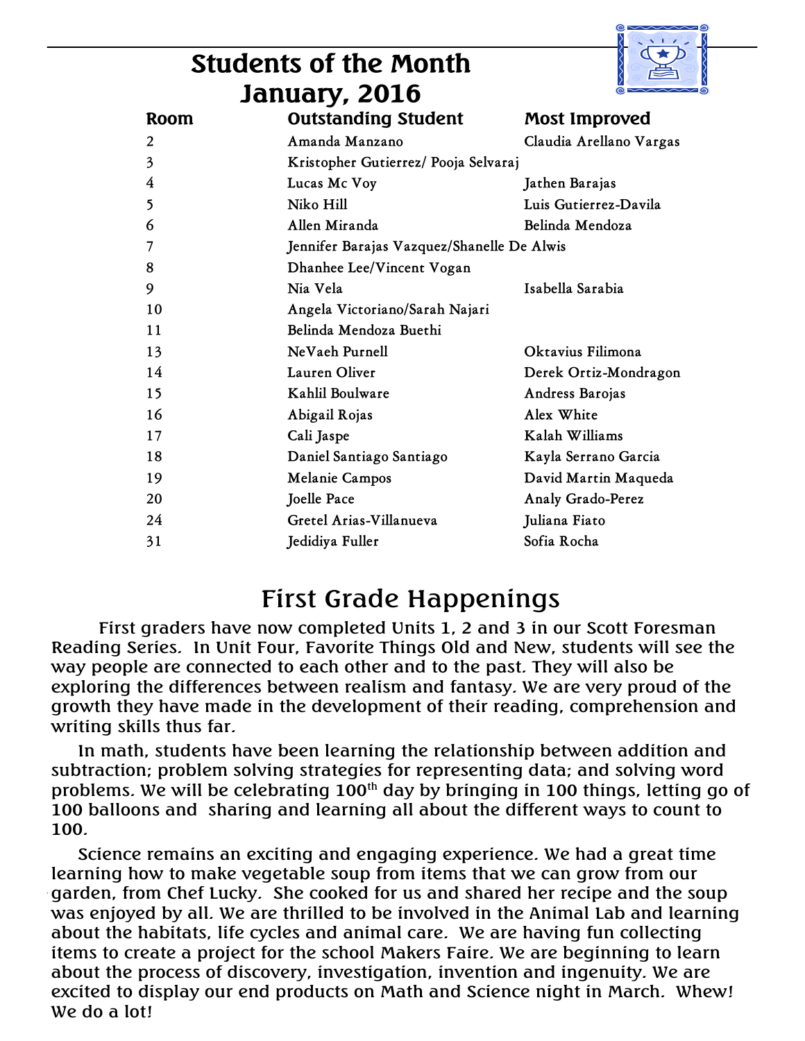# Students of the Month
# January, 2016

| Room | Outstanding Student | Most Improved |
|---|---|---|
| 2 | Amanda Manzano | Claudia Arellano Vargas |
| 3 | Kristopher Gutierrez/ Pooja Selvaraj | |
| 4 | Lucas Mc Voy | Jathen Barajas |
| 5 | Niko Hill | Luis Gutierrez-Davila |
| 6 | Allen Miranda | Belinda Mendoza |
| 7 | Jennifer Barajas Vazquez/Shanelle De Alwis | |
| 8 | Dhanhee Lee/Vincent Vogan | |
| 9 | Nia Vela | Isabella Sarabia |
| 10 | Angela Victoriano/Sarah Najari | |
| 11 | Belinda Mendoza Buethi | |
| 13 | NeVaeh Purnell | Oktavius Filimona |
| 14 | Lauren Oliver | Derek Ortiz-Mondragon |
| 15 | Kahlil Boulware | Andress Barojas |
| 16 | Abigail Rojas | Alex White |
| 17 | Cali Jaspe | Kalah Williams |
| 18 | Daniel Santiago Santiago | Kayla Serrano Garcia |
| 19 | Melanie Campos | David Martin Maqueda |
| 20 | Joelle Pace | Analy Grado-Perez |
| 24 | Gretel Arias-Villanueva | Juliana Fiato |
| 31 | Jedidiya Fuller | Sofia Rocha |

# First Grade Happenings

First graders have now completed Units 1, 2 and 3 in our Scott Foresman Reading Series. In Unit Four, Favorite Things Old and New, students will see the way people are connected to each other and to the past. They will also be exploring the differences between realism and fantasy. We are very proud of the growth they have made in the development of their reading, comprehension and writing skills thus far.

In math, students have been learning the relationship between addition and subtraction; problem solving strategies for representing data; and solving word problems. We will be celebrating 100th day by bringing in 100 things, letting go of 100 balloons and sharing and learning all about the different ways to count to 100.

Science remains an exciting and engaging experience. We had a great time learning how to make vegetable soup from items that we can grow from our garden, from Chef Lucky. She cooked for us and shared her recipe and the soup was enjoyed by all. We are thrilled to be involved in the Animal Lab and learning about the habitats, life cycles and animal care. We are having fun collecting items to create a project for the school Makers Faire. We are beginning to learn about the process of discovery, investigation, invention and ingenuity. We are excited to display our end products on Math and Science night in March. Whew! We do a lot!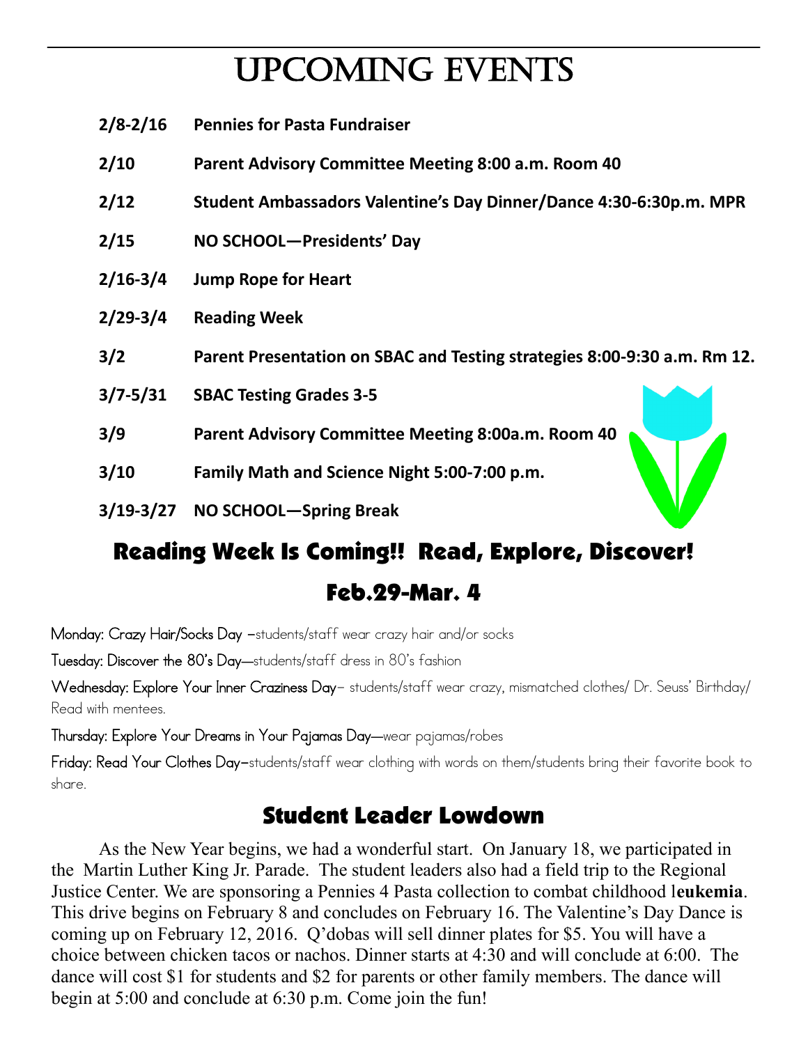# Upcoming Events

| | |
|---|---|
| **2/8-2/16** | **Pennies for Pasta Fundraiser** |
| **2/10** | **Parent Advisory Committee Meeting 8:00 a.m. Room 40** |
| **2/12** | **Student Ambassadors Valentine's Day Dinner/Dance 4:30-6:30p.m. MPR** |
| **2/15** | **NO SCHOOL—Presidents' Day** |
| **2/16-3/4** | **Jump Rope for Heart** |
| **2/29-3/4** | **Reading Week** |
| **3/2** | **Parent Presentation on SBAC and Testing strategies 8:00-9:30 a.m. Rm 12.** |
| **3/7-5/31** | **SBAC Testing Grades 3-5** |
| **3/9** | **Parent Advisory Committee Meeting 8:00a.m. Room 40** |
| **3/10** | **Family Math and Science Night 5:00-7:00 p.m.** |
| **3/19-3/27** | **NO SCHOOL—Spring Break** |

## Reading Week Is Coming!! Read, Explore, Discover!

## Feb.29-Mar. 4

Monday: Crazy Hair/Socks Day –students/staff wear crazy hair and/or socks

Tuesday: Discover the 80's Day—students/staff dress in 80's fashion

Wednesday: Explore Your Inner Craziness Day– students/staff wear crazy, mismatched clothes/ Dr. Seuss' Birthday/ Read with mentees.

Thursday: Explore Your Dreams in Your Pajamas Day—wear pajamas/robes

Friday: Read Your Clothes Day–students/staff wear clothing with words on them/students bring their favorite book to share.

## Student Leader Lowdown

As the New Year begins, we had a wonderful start. On January 18, we participated in the Martin Luther King Jr. Parade. The student leaders also had a field trip to the Regional Justice Center. We are sponsoring a Pennies 4 Pasta collection to combat childhood l**eukemia**. This drive begins on February 8 and concludes on February 16. The Valentine's Day Dance is coming up on February 12, 2016. Q'dobas will sell dinner plates for $5. You will have a choice between chicken tacos or nachos. Dinner starts at 4:30 and will conclude at 6:00. The dance will cost $1 for students and $2 for parents or other family members. The dance will begin at 5:00 and conclude at 6:30 p.m. Come join the fun!